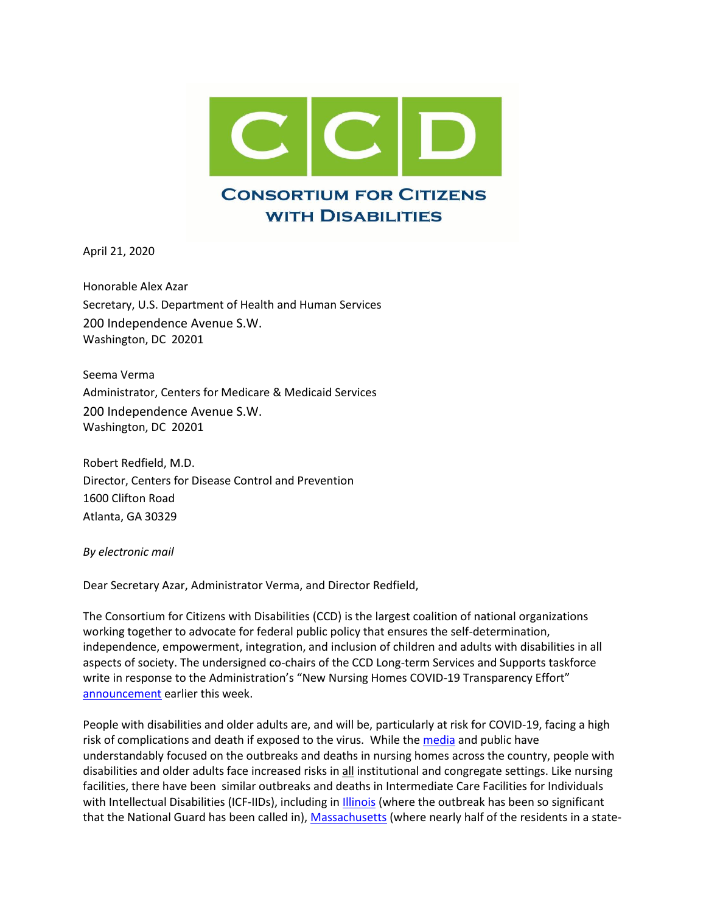# CCD

**Consortium for Citizens with Disabilities**

April 21, 2020

Honorable Alex Azar
Secretary, U.S. Department of Health and Human Services
200 Independence Avenue S.W.
Washington, DC 20201

Seema Verma
Administrator, Centers for Medicare & Medicaid Services
200 Independence Avenue S.W.
Washington, DC 20201

Robert Redfield, M.D.
Director, Centers for Disease Control and Prevention
1600 Clifton Road
Atlanta, GA 30329

*By electronic mail*

Dear Secretary Azar, Administrator Verma, and Director Redfield,

The Consortium for Citizens with Disabilities (CCD) is the largest coalition of national organizations working together to advocate for federal public policy that ensures the self-determination, independence, empowerment, integration, and inclusion of children and adults with disabilities in all aspects of society. The undersigned co-chairs of the CCD Long-term Services and Supports taskforce write in response to the Administration's "New Nursing Homes COVID-19 Transparency Effort" announcement earlier this week.

People with disabilities and older adults are, and will be, particularly at risk for COVID-19, facing a high risk of complications and death if exposed to the virus. While the media and public have understandably focused on the outbreaks and deaths in nursing homes across the country, people with disabilities and older adults face increased risks in all institutional and congregate settings. Like nursing facilities, there have been similar outbreaks and deaths in Intermediate Care Facilities for Individuals with Intellectual Disabilities (ICF-IIDs), including in Illinois (where the outbreak has been so significant that the National Guard has been called in), Massachusetts (where nearly half of the residents in a state-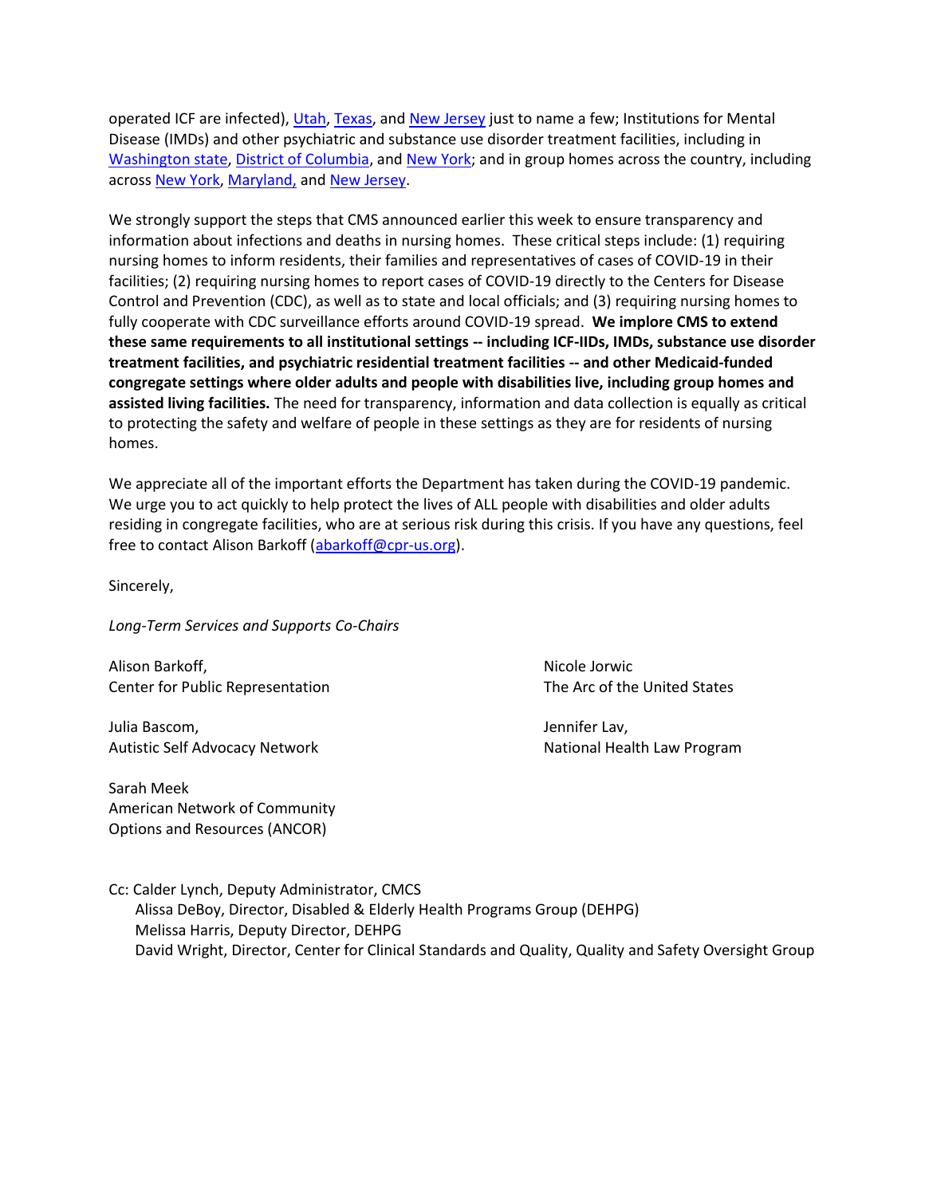operated ICF are infected), Utah, Texas, and New Jersey just to name a few; Institutions for Mental Disease (IMDs) and other psychiatric and substance use disorder treatment facilities, including in Washington state, District of Columbia, and New York; and in group homes across the country, including across New York, Maryland, and New Jersey.

We strongly support the steps that CMS announced earlier this week to ensure transparency and information about infections and deaths in nursing homes. These critical steps include: (1) requiring nursing homes to inform residents, their families and representatives of cases of COVID-19 in their facilities; (2) requiring nursing homes to report cases of COVID-19 directly to the Centers for Disease Control and Prevention (CDC), as well as to state and local officials; and (3) requiring nursing homes to fully cooperate with CDC surveillance efforts around COVID-19 spread. **We implore CMS to extend these same requirements to all institutional settings -- including ICF-IIDs, IMDs, substance use disorder treatment facilities, and psychiatric residential treatment facilities -- and other Medicaid-funded congregate settings where older adults and people with disabilities live, including group homes and assisted living facilities.** The need for transparency, information and data collection is equally as critical to protecting the safety and welfare of people in these settings as they are for residents of nursing homes.

We appreciate all of the important efforts the Department has taken during the COVID-19 pandemic. We urge you to act quickly to help protect the lives of ALL people with disabilities and older adults residing in congregate facilities, who are at serious risk during this crisis. If you have any questions, feel free to contact Alison Barkoff (abarkoff@cpr-us.org).

Sincerely,

*Long-Term Services and Supports Co-Chairs*

Alison Barkoff,
Center for Public Representation

Nicole Jorwic
The Arc of the United States

Julia Bascom,
Autistic Self Advocacy Network

Jennifer Lav,
National Health Law Program

Sarah Meek
American Network of Community Options and Resources (ANCOR)

Cc: Calder Lynch, Deputy Administrator, CMCS
Alissa DeBoy, Director, Disabled & Elderly Health Programs Group (DEHPG)
Melissa Harris, Deputy Director, DEHPG
David Wright, Director, Center for Clinical Standards and Quality, Quality and Safety Oversight Group